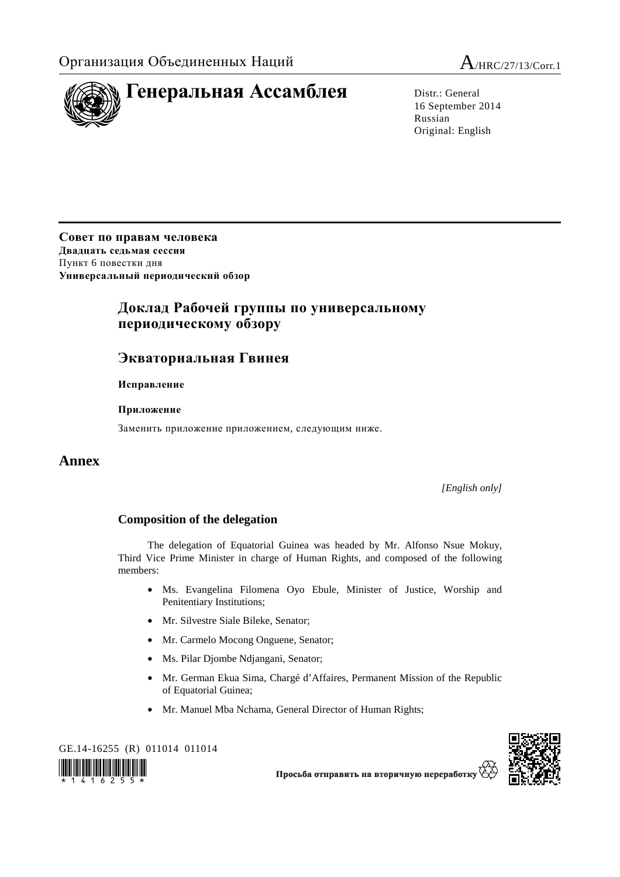Организация Объединенных Наций

A/HRC/27/13/Corr.1

# Генеральная Ассамблея

Distr.: General
16 September 2014
Russian
Original: English

**Совет по правам человека**
**Двадцать седьмая сессия**
Пункт 6 повестки дня
**Универсальный периодический обзор**

## Доклад Рабочей группы по универсальному периодическому обзору

## Экваториальная Гвинея

**Исправление**

**Приложение**

Заменить приложение приложением, следующим ниже.

# Annex

*[English only]*

### Composition of the delegation

The delegation of Equatorial Guinea was headed by Mr. Alfonso Nsue Mokuy, Third Vice Prime Minister in charge of Human Rights, and composed of the following members:

- Ms. Evangelina Filomena Oyo Ebule, Minister of Justice, Worship and Penitentiary Institutions;
- Mr. Silvestre Siale Bileke, Senator;
- Mr. Carmelo Mocong Onguene, Senator;
- Ms. Pilar Djombe Ndjangani, Senator;
- Mr. German Ekua Sima, Chargé d'Affaires, Permanent Mission of the Republic of Equatorial Guinea;
- Mr. Manuel Mba Nchama, General Director of Human Rights;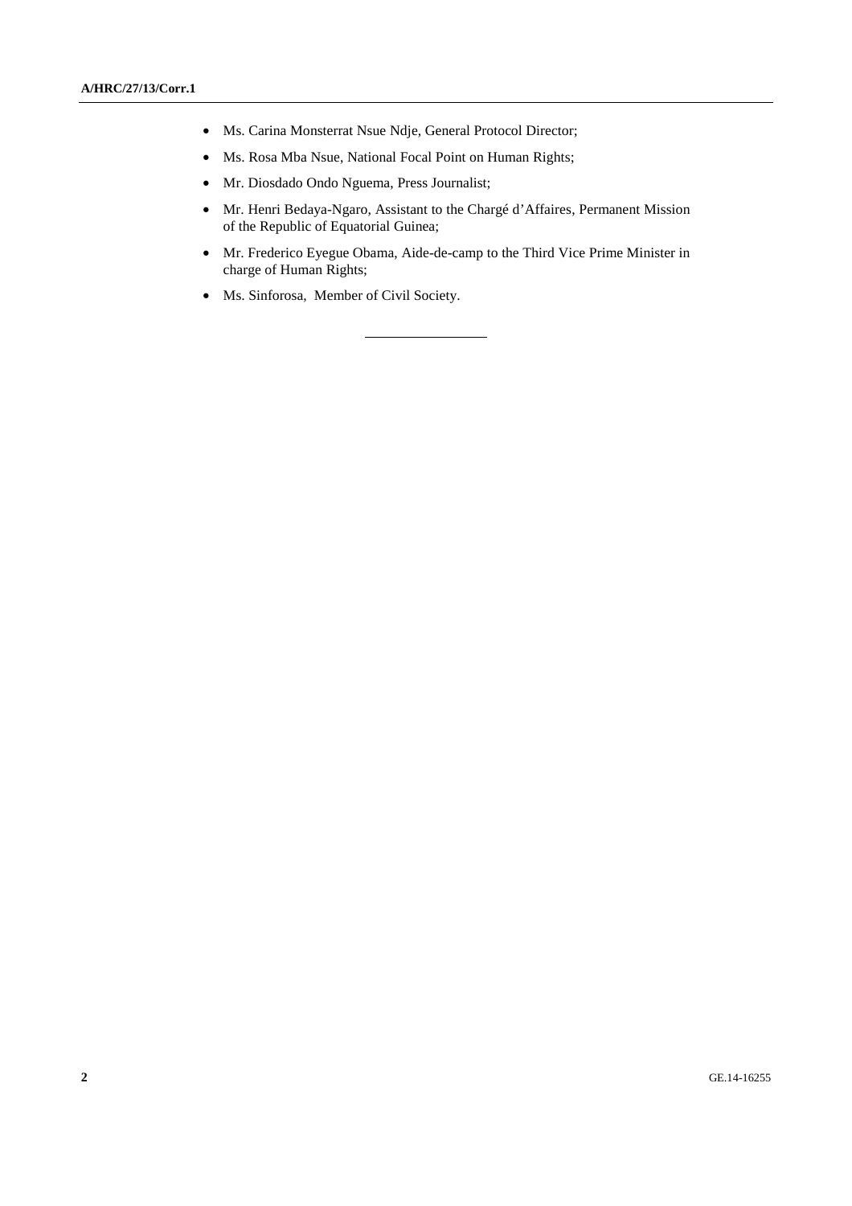- Ms. Carina Monsterrat Nsue Ndje, General Protocol Director;
- Ms. Rosa Mba Nsue, National Focal Point on Human Rights;
- Mr. Diosdado Ondo Nguema, Press Journalist;
- Mr. Henri Bedaya-Ngaro, Assistant to the Chargé d'Affaires, Permanent Mission of the Republic of Equatorial Guinea;
- Mr. Frederico Eyegue Obama, Aide-de-camp to the Third Vice Prime Minister in charge of Human Rights;
- Ms. Sinforosa, Member of Civil Society.